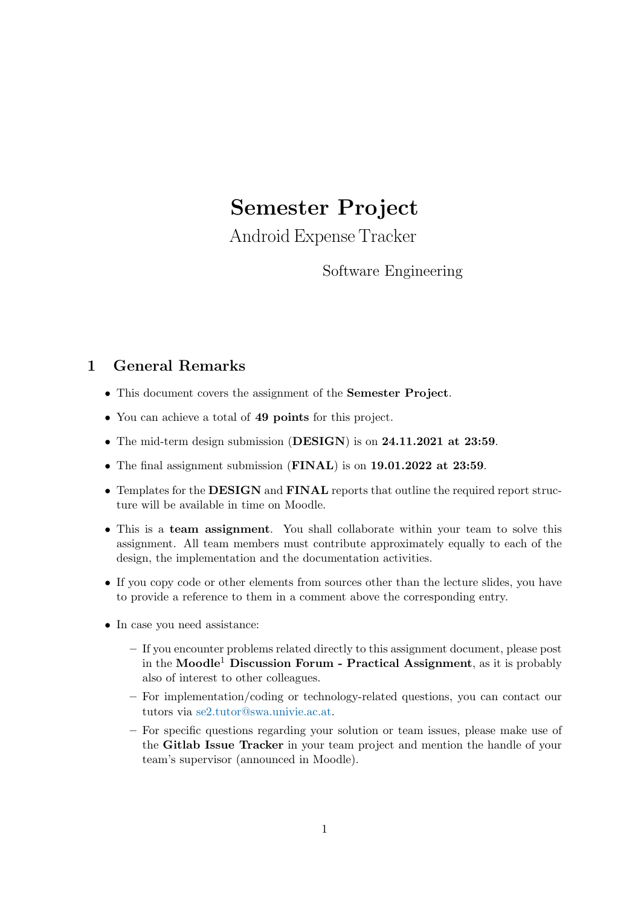# Semester Project

Android Expense Tracker

Software Engineering

## 1 General Remarks

- This document covers the assignment of the **Semester Project**.
- You can achieve a total of **49 points** for this project.
- The mid-term design submission (**DESIGN**) is on **24.11.2021 at 23:59**.
- The final assignment submission (**FINAL**) is on **19.01.2022 at 23:59**.
- Templates for the **DESIGN** and **FINAL** reports that outline the required report structure will be available in time on Moodle.
- This is a **team assignment**. You shall collaborate within your team to solve this assignment. All team members must contribute approximately equally to each of the design, the implementation and the documentation activities.
- If you copy code or other elements from sources other than the lecture slides, you have to provide a reference to them in a comment above the corresponding entry.
- In case you need assistance:
  - If you encounter problems related directly to this assignment document, please post in the **Moodle**[1] **Discussion Forum - Practical Assignment**, as it is probably also of interest to other colleagues.
  - For implementation/coding or technology-related questions, you can contact our tutors via se2.tutor@swa.univie.ac.at.
  - For specific questions regarding your solution or team issues, please make use of the **Gitlab Issue Tracker** in your team project and mention the handle of your team's supervisor (announced in Moodle).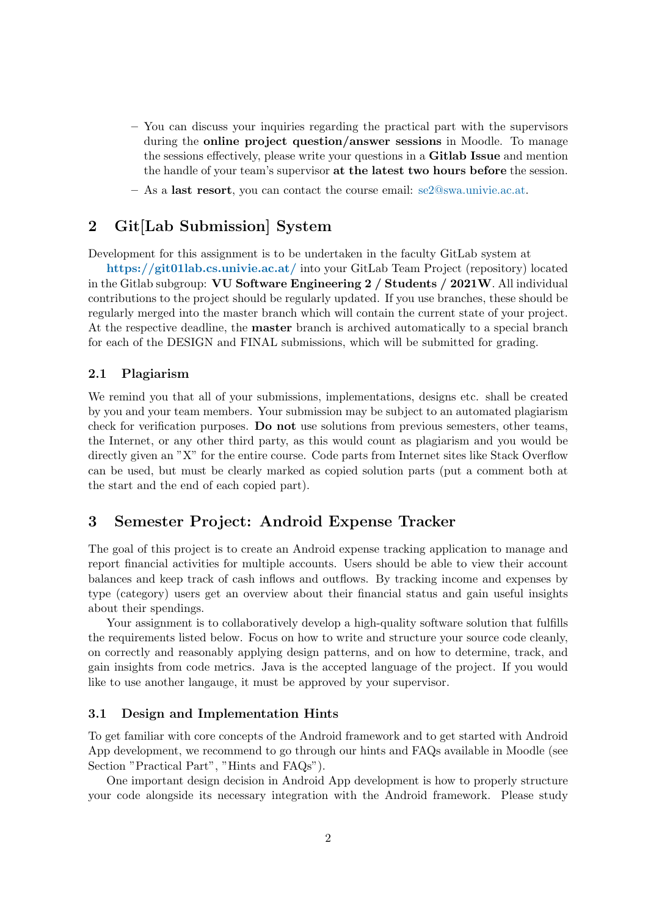- You can discuss your inquiries regarding the practical part with the supervisors during the **online project question/answer sessions** in Moodle. To manage the sessions effectively, please write your questions in a **Gitlab Issue** and mention the handle of your team's supervisor **at the latest two hours before** the session.
- As a **last resort**, you can contact the course email: se2@swa.univie.ac.at.

## 2 Git[Lab Submission] System

Development for this assignment is to be undertaken in the faculty GitLab system at **https://git01lab.cs.univie.ac.at/** into your GitLab Team Project (repository) located in the Gitlab subgroup: **VU Software Engineering 2 / Students / 2021W**. All individual contributions to the project should be regularly updated. If you use branches, these should be regularly merged into the master branch which will contain the current state of your project. At the respective deadline, the **master** branch is archived automatically to a special branch for each of the DESIGN and FINAL submissions, which will be submitted for grading.

### 2.1 Plagiarism

We remind you that all of your submissions, implementations, designs etc. shall be created by you and your team members. Your submission may be subject to an automated plagiarism check for verification purposes. **Do not** use solutions from previous semesters, other teams, the Internet, or any other third party, as this would count as plagiarism and you would be directly given an "X" for the entire course. Code parts from Internet sites like Stack Overflow can be used, but must be clearly marked as copied solution parts (put a comment both at the start and the end of each copied part).

## 3 Semester Project: Android Expense Tracker

The goal of this project is to create an Android expense tracking application to manage and report financial activities for multiple accounts. Users should be able to view their account balances and keep track of cash inflows and outflows. By tracking income and expenses by type (category) users get an overview about their financial status and gain useful insights about their spendings.

Your assignment is to collaboratively develop a high-quality software solution that fulfills the requirements listed below. Focus on how to write and structure your source code cleanly, on correctly and reasonably applying design patterns, and on how to determine, track, and gain insights from code metrics. Java is the accepted language of the project. If you would like to use another langauge, it must be approved by your supervisor.

### 3.1 Design and Implementation Hints

To get familiar with core concepts of the Android framework and to get started with Android App development, we recommend to go through our hints and FAQs available in Moodle (see Section "Practical Part", "Hints and FAQs").

One important design decision in Android App development is how to properly structure your code alongside its necessary integration with the Android framework. Please study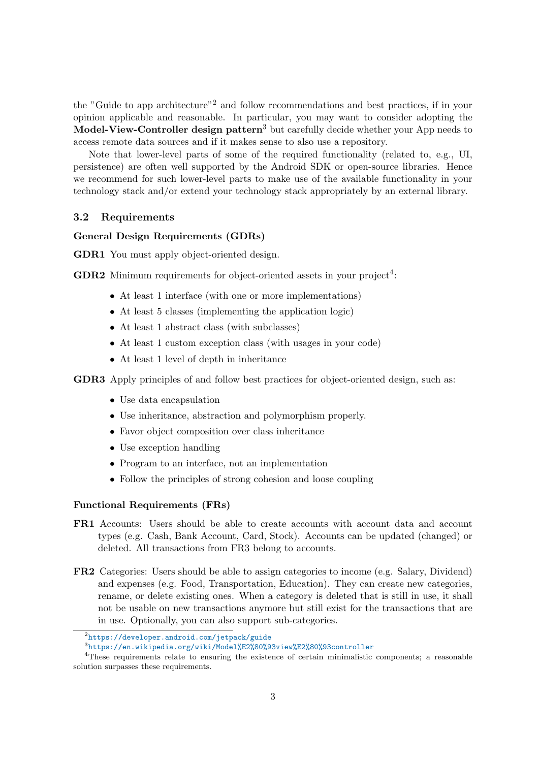the "Guide to app architecture"[2] and follow recommendations and best practices, if in your opinion applicable and reasonable. In particular, you may want to consider adopting the **Model-View-Controller design pattern**[3] but carefully decide whether your App needs to access remote data sources and if it makes sense to also use a repository.

Note that lower-level parts of some of the required functionality (related to, e.g., UI, persistence) are often well supported by the Android SDK or open-source libraries. Hence we recommend for such lower-level parts to make use of the available functionality in your technology stack and/or extend your technology stack appropriately by an external library.

### 3.2 Requirements

**General Design Requirements (GDRs)**

**GDR1** You must apply object-oriented design.

**GDR2** Minimum requirements for object-oriented assets in your project[4]:

- At least 1 interface (with one or more implementations)
- At least 5 classes (implementing the application logic)
- At least 1 abstract class (with subclasses)
- At least 1 custom exception class (with usages in your code)
- At least 1 level of depth in inheritance

**GDR3** Apply principles of and follow best practices for object-oriented design, such as:

- Use data encapsulation
- Use inheritance, abstraction and polymorphism properly.
- Favor object composition over class inheritance
- Use exception handling
- Program to an interface, not an implementation
- Follow the principles of strong cohesion and loose coupling

**Functional Requirements (FRs)**

**FR1** Accounts: Users should be able to create accounts with account data and account types (e.g. Cash, Bank Account, Card, Stock). Accounts can be updated (changed) or deleted. All transactions from FR3 belong to accounts.

**FR2** Categories: Users should be able to assign categories to income (e.g. Salary, Dividend) and expenses (e.g. Food, Transportation, Education). They can create new categories, rename, or delete existing ones. When a category is deleted that is still in use, it shall not be usable on new transactions anymore but still exist for the transactions that are in use. Optionally, you can also support sub-categories.

---

[2] https://developer.android.com/jetpack/guide

[3] https://en.wikipedia.org/wiki/Model%E2%80%93view%E2%80%93controller

[4] These requirements relate to ensuring the existence of certain minimalistic components; a reasonable solution surpasses these requirements.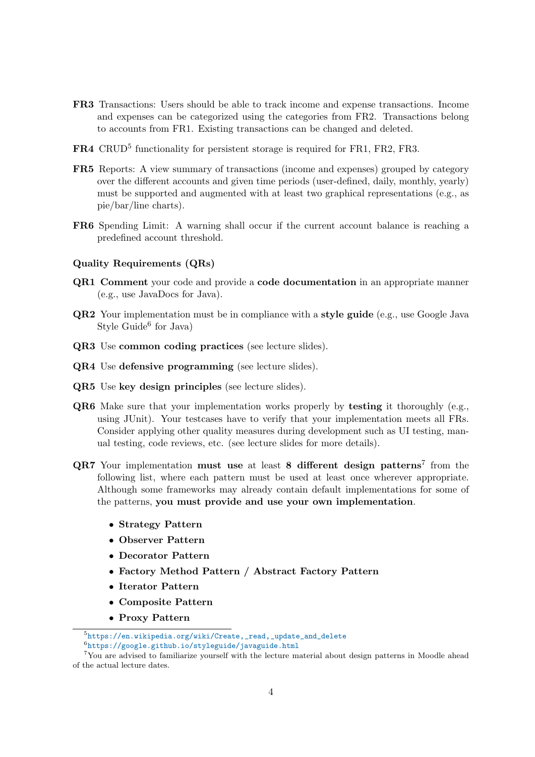**FR3** Transactions: Users should be able to track income and expense transactions. Income and expenses can be categorized using the categories from FR2. Transactions belong to accounts from FR1. Existing transactions can be changed and deleted.

**FR4** CRUD[5] functionality for persistent storage is required for FR1, FR2, FR3.

**FR5** Reports: A view summary of transactions (income and expenses) grouped by category over the different accounts and given time periods (user-defined, daily, monthly, yearly) must be supported and augmented with at least two graphical representations (e.g., as pie/bar/line charts).

**FR6** Spending Limit: A warning shall occur if the current account balance is reaching a predefined account threshold.

### Quality Requirements (QRs)

**QR1** **Comment** your code and provide a **code documentation** in an appropriate manner (e.g., use JavaDocs for Java).

**QR2** Your implementation must be in compliance with a **style guide** (e.g., use Google Java Style Guide[6] for Java)

**QR3** Use **common coding practices** (see lecture slides).

**QR4** Use **defensive programming** (see lecture slides).

**QR5** Use **key design principles** (see lecture slides).

**QR6** Make sure that your implementation works properly by **testing** it thoroughly (e.g., using JUnit). Your testcases have to verify that your implementation meets all FRs. Consider applying other quality measures during development such as UI testing, manual testing, code reviews, etc. (see lecture slides for more details).

**QR7** Your implementation **must use** at least **8 different design patterns**[7] from the following list, where each pattern must be used at least once wherever appropriate. Although some frameworks may already contain default implementations for some of the patterns, **you must provide and use your own implementation**.

- **Strategy Pattern**
- **Observer Pattern**
- **Decorator Pattern**
- **Factory Method Pattern / Abstract Factory Pattern**
- **Iterator Pattern**
- **Composite Pattern**
- **Proxy Pattern**

---

[5] https://en.wikipedia.org/wiki/Create,_read,_update_and_delete

[6] https://google.github.io/styleguide/javaguide.html

[7] You are advised to familiarize yourself with the lecture material about design patterns in Moodle ahead of the actual lecture dates.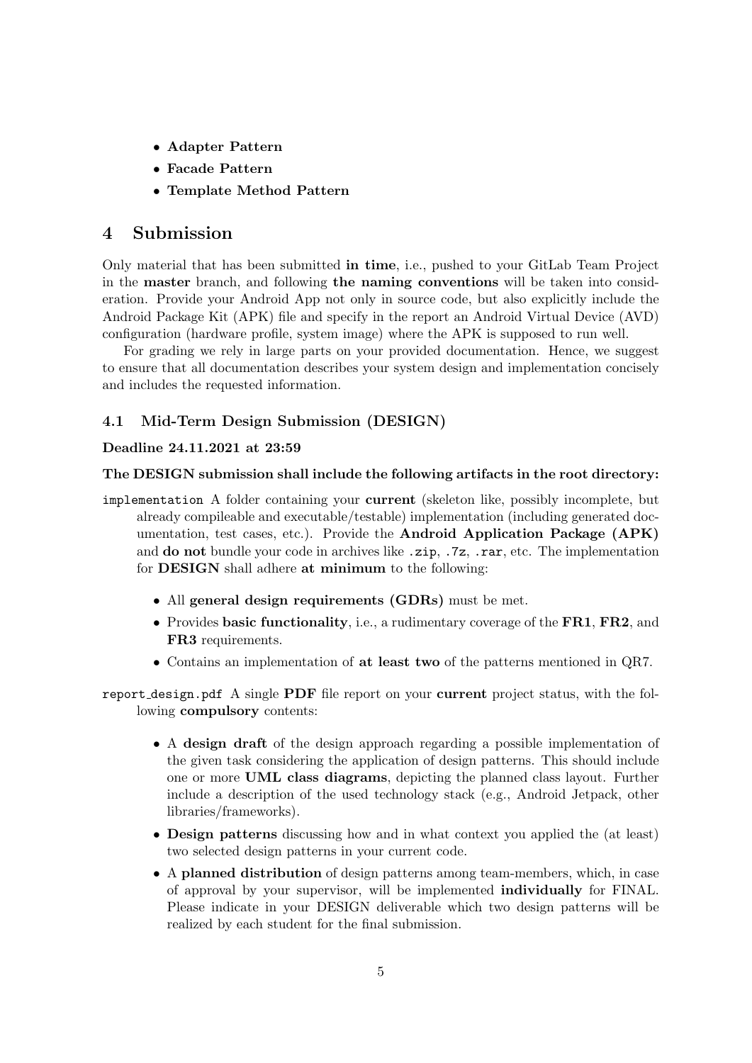- **Adapter Pattern**
- **Facade Pattern**
- **Template Method Pattern**

# 4 Submission

Only material that has been submitted **in time**, i.e., pushed to your GitLab Team Project in the **master** branch, and following **the naming conventions** will be taken into consideration. Provide your Android App not only in source code, but also explicitly include the Android Package Kit (APK) file and specify in the report an Android Virtual Device (AVD) configuration (hardware profile, system image) where the APK is supposed to run well.

For grading we rely in large parts on your provided documentation. Hence, we suggest to ensure that all documentation describes your system design and implementation concisely and includes the requested information.

## 4.1 Mid-Term Design Submission (DESIGN)

**Deadline 24.11.2021 at 23:59**

**The DESIGN submission shall include the following artifacts in the root directory:**

`implementation` A folder containing your **current** (skeleton like, possibly incomplete, but already compileable and executable/testable) implementation (including generated documentation, test cases, etc.). Provide the **Android Application Package (APK)** and **do not** bundle your code in archives like `.zip`, `.7z`, `.rar`, etc. The implementation for **DESIGN** shall adhere **at minimum** to the following:

- All **general design requirements (GDRs)** must be met.
- Provides **basic functionality**, i.e., a rudimentary coverage of the **FR1**, **FR2**, and **FR3** requirements.
- Contains an implementation of **at least two** of the patterns mentioned in QR7.

`report_design.pdf` A single **PDF** file report on your **current** project status, with the following **compulsory** contents:

- A **design draft** of the design approach regarding a possible implementation of the given task considering the application of design patterns. This should include one or more **UML class diagrams**, depicting the planned class layout. Further include a description of the used technology stack (e.g., Android Jetpack, other libraries/frameworks).
- **Design patterns** discussing how and in what context you applied the (at least) two selected design patterns in your current code.
- A **planned distribution** of design patterns among team-members, which, in case of approval by your supervisor, will be implemented **individually** for FINAL. Please indicate in your DESIGN deliverable which two design patterns will be realized by each student for the final submission.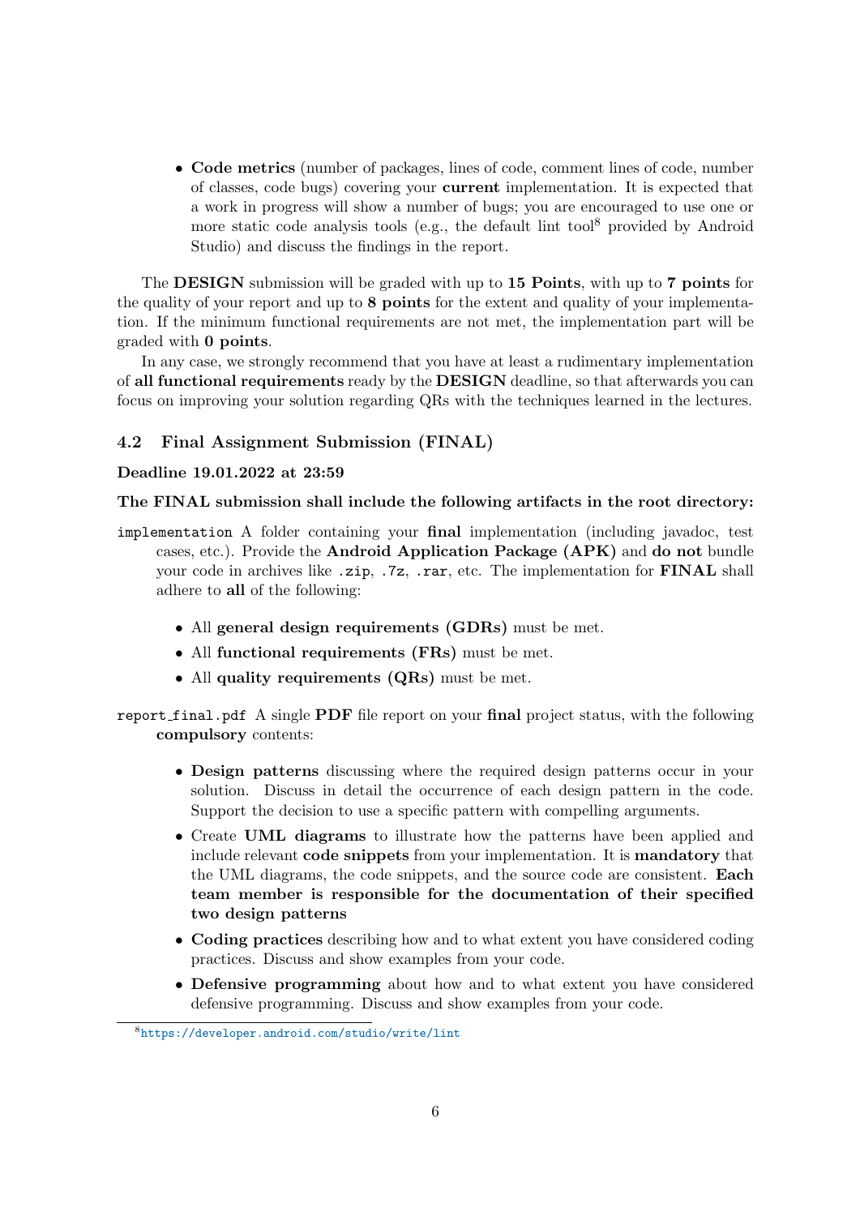- **Code metrics** (number of packages, lines of code, comment lines of code, number of classes, code bugs) covering your **current** implementation. It is expected that a work in progress will show a number of bugs; you are encouraged to use one or more static code analysis tools (e.g., the default lint tool[8] provided by Android Studio) and discuss the findings in the report.

The **DESIGN** submission will be graded with up to **15 Points**, with up to **7 points** for the quality of your report and up to **8 points** for the extent and quality of your implementation. If the minimum functional requirements are not met, the implementation part will be graded with **0 points**.

In any case, we strongly recommend that you have at least a rudimentary implementation of **all functional requirements** ready by the **DESIGN** deadline, so that afterwards you can focus on improving your solution regarding QRs with the techniques learned in the lectures.

### 4.2 Final Assignment Submission (FINAL)

**Deadline 19.01.2022 at 23:59**

**The FINAL submission shall include the following artifacts in the root directory:**

`implementation` A folder containing your **final** implementation (including javadoc, test cases, etc.). Provide the **Android Application Package (APK)** and **do not** bundle your code in archives like `.zip`, `.7z`, `.rar`, etc. The implementation for **FINAL** shall adhere to **all** of the following:

- All **general design requirements (GDRs)** must be met.
- All **functional requirements (FRs)** must be met.
- All **quality requirements (QRs)** must be met.

`report_final.pdf` A single **PDF** file report on your **final** project status, with the following **compulsory** contents:

- **Design patterns** discussing where the required design patterns occur in your solution. Discuss in detail the occurrence of each design pattern in the code. Support the decision to use a specific pattern with compelling arguments.
- Create **UML diagrams** to illustrate how the patterns have been applied and include relevant **code snippets** from your implementation. It is **mandatory** that the UML diagrams, the code snippets, and the source code are consistent. **Each team member is responsible for the documentation of their specified two design patterns**
- **Coding practices** describing how and to what extent you have considered coding practices. Discuss and show examples from your code.
- **Defensive programming** about how and to what extent you have considered defensive programming. Discuss and show examples from your code.

[8] https://developer.android.com/studio/write/lint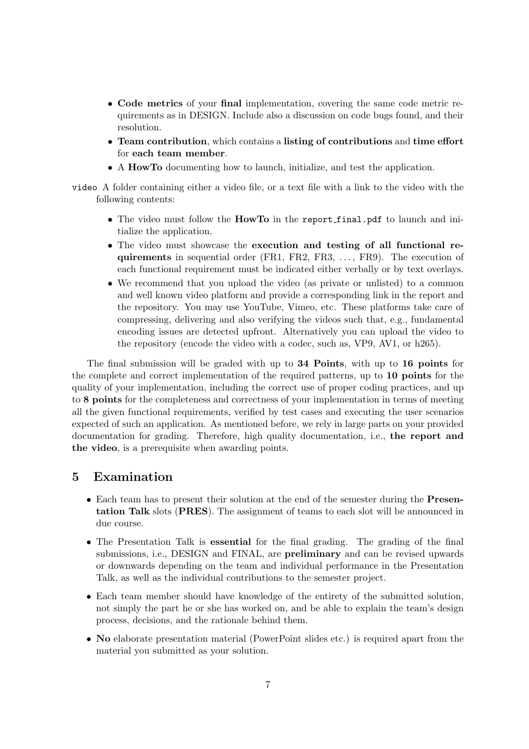- **Code metrics** of your **final** implementation, covering the same code metric requirements as in DESIGN. Include also a discussion on code bugs found, and their resolution.
- **Team contribution**, which contains a **listing of contributions** and **time effort** for **each team member**.
- A **HowTo** documenting how to launch, initialize, and test the application.

`video` A folder containing either a video file, or a text file with a link to the video with the following contents:

- The video must follow the **HowTo** in the `report_final.pdf` to launch and initialize the application.
- The video must showcase the **execution and testing of all functional requirements** in sequential order (FR1, FR2, FR3, ..., FR9). The execution of each functional requirement must be indicated either verbally or by text overlays.
- We recommend that you upload the video (as private or unlisted) to a common and well known video platform and provide a corresponding link in the report and the repository. You may use YouTube, Vimeo, etc. These platforms take care of compressing, delivering and also verifying the videos such that, e.g., fundamental encoding issues are detected upfront. Alternatively you can upload the video to the repository (encode the video with a codec, such as, VP9, AV1, or h265).

The final submission will be graded with up to **34 Points**, with up to **16 points** for the complete and correct implementation of the required patterns, up to **10 points** for the quality of your implementation, including the correct use of proper coding practices, and up to **8 points** for the completeness and correctness of your implementation in terms of meeting all the given functional requirements, verified by test cases and executing the user scenarios expected of such an application. As mentioned before, we rely in large parts on your provided documentation for grading. Therefore, high quality documentation, i.e., **the report and the video**, is a prerequisite when awarding points.

## 5 Examination

- Each team has to present their solution at the end of the semester during the **Presentation Talk** slots (**PRES**). The assignment of teams to each slot will be announced in due course.
- The Presentation Talk is **essential** for the final grading. The grading of the final submissions, i.e., DESIGN and FINAL, are **preliminary** and can be revised upwards or downwards depending on the team and individual performance in the Presentation Talk, as well as the individual contributions to the semester project.
- Each team member should have knowledge of the entirety of the submitted solution, not simply the part he or she has worked on, and be able to explain the team's design process, decisions, and the rationale behind them.
- **No** elaborate presentation material (PowerPoint slides etc.) is required apart from the material you submitted as your solution.